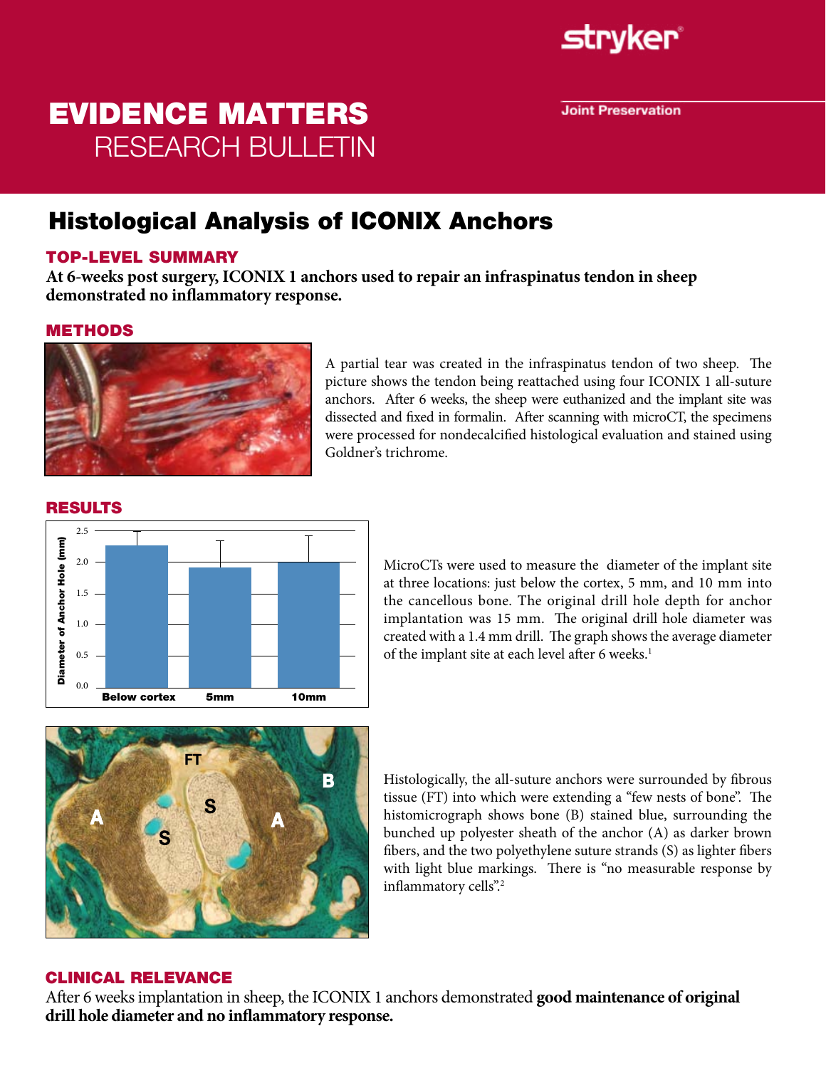# EVIDENCE MATTERS
RESEARCH BULLETIN

Joint Preservation

## Histological Analysis of ICONIX Anchors

### TOP-LEVEL SUMMARY

**At 6-weeks post surgery, ICONIX 1 anchors used to repair an infraspinatus tendon in sheep demonstrated no inflammatory response.**

### METHODS

A partial tear was created in the infraspinatus tendon of two sheep. The picture shows the tendon being reattached using four ICONIX 1 all-suture anchors. After 6 weeks, the sheep were euthanized and the implant site was dissected and fixed in formalin. After scanning with microCT, the specimens were processed for nondecalcified histological evaluation and stained using Goldner's trichrome.

### RESULTS

MicroCTs were used to measure the diameter of the implant site at three locations: just below the cortex, 5 mm, and 10 mm into the cancellous bone. The original drill hole depth for anchor implantation was 15 mm. The original drill hole diameter was created with a 1.4 mm drill. The graph shows the average diameter of the implant site at each level after 6 weeks.[1]

Histologically, the all-suture anchors were surrounded by fibrous tissue (FT) into which were extending a "few nests of bone". The histomicrograph shows bone (B) stained blue, surrounding the bunched up polyester sheath of the anchor (A) as darker brown fibers, and the two polyethylene suture strands (S) as lighter fibers with light blue markings. There is "no measurable response by inflammatory cells".[2]

### CLINICAL RELEVANCE

After 6 weeks implantation in sheep, the ICONIX 1 anchors demonstrated **good maintenance of original drill hole diameter and no inflammatory response.**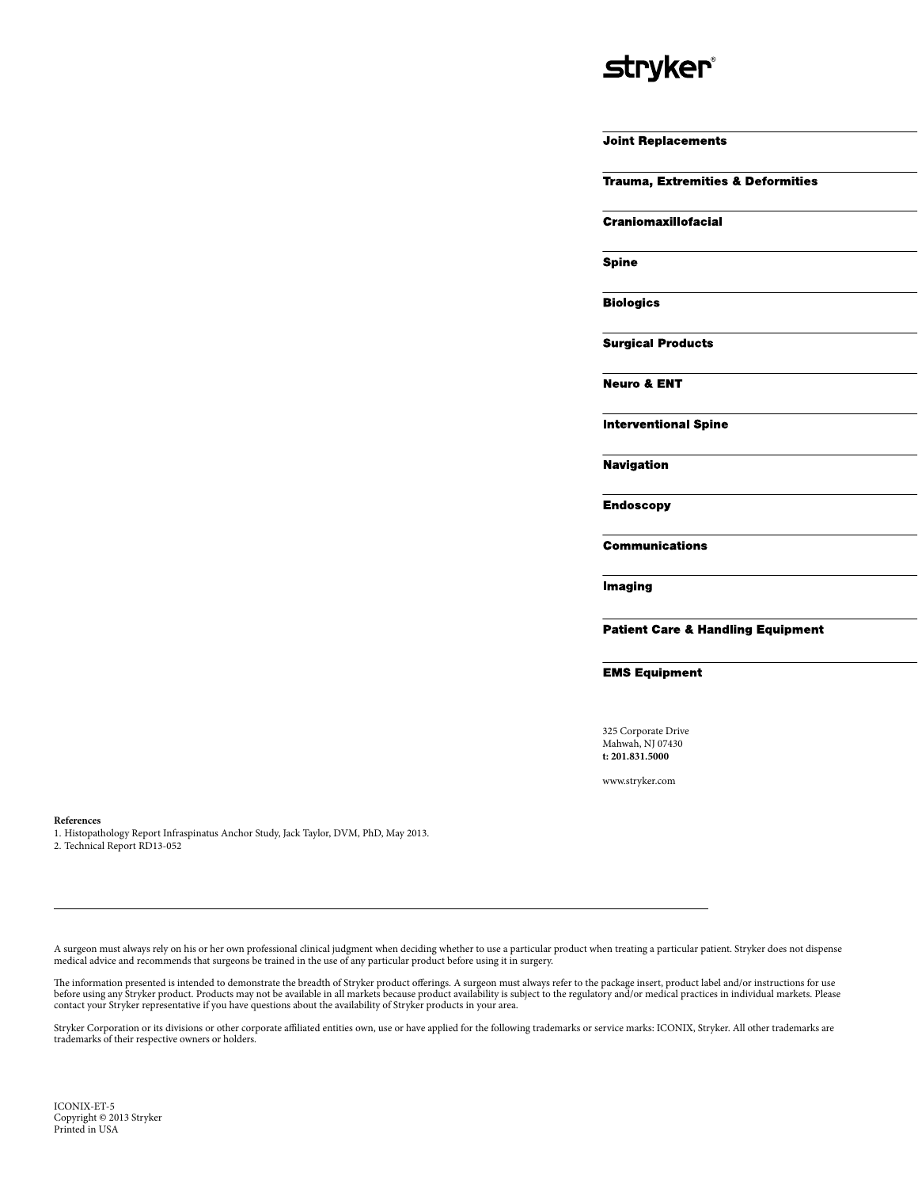stryker

**Joint Replacements**

**Trauma, Extremities & Deformities**

**Craniomaxillofacial**

**Spine**

**Biologics**

**Surgical Products**

**Neuro & ENT**

**Interventional Spine**

**Navigation**

**Endoscopy**

**Communications**

**Imaging**

**Patient Care & Handling Equipment**

**EMS Equipment**

325 Corporate Drive
Mahwah, NJ 07430
**t: 201.831.5000**

www.stryker.com

**References**

1. Histopathology Report Infraspinatus Anchor Study, Jack Taylor, DVM, PhD, May 2013.
2. Technical Report RD13-052

---

A surgeon must always rely on his or her own professional clinical judgment when deciding whether to use a particular product when treating a particular patient. Stryker does not dispense medical advice and recommends that surgeons be trained in the use of any particular product before using it in surgery.

The information presented is intended to demonstrate the breadth of Stryker product offerings. A surgeon must always refer to the package insert, product label and/or instructions for use before using any Stryker product. Products may not be available in all markets because product availability is subject to the regulatory and/or medical practices in individual markets. Please contact your Stryker representative if you have questions about the availability of Stryker products in your area.

Stryker Corporation or its divisions or other corporate affiliated entities own, use or have applied for the following trademarks or service marks: ICONIX, Stryker. All other trademarks are trademarks of their respective owners or holders.

ICONIX-ET-5
Copyright © 2013 Stryker
Printed in USA